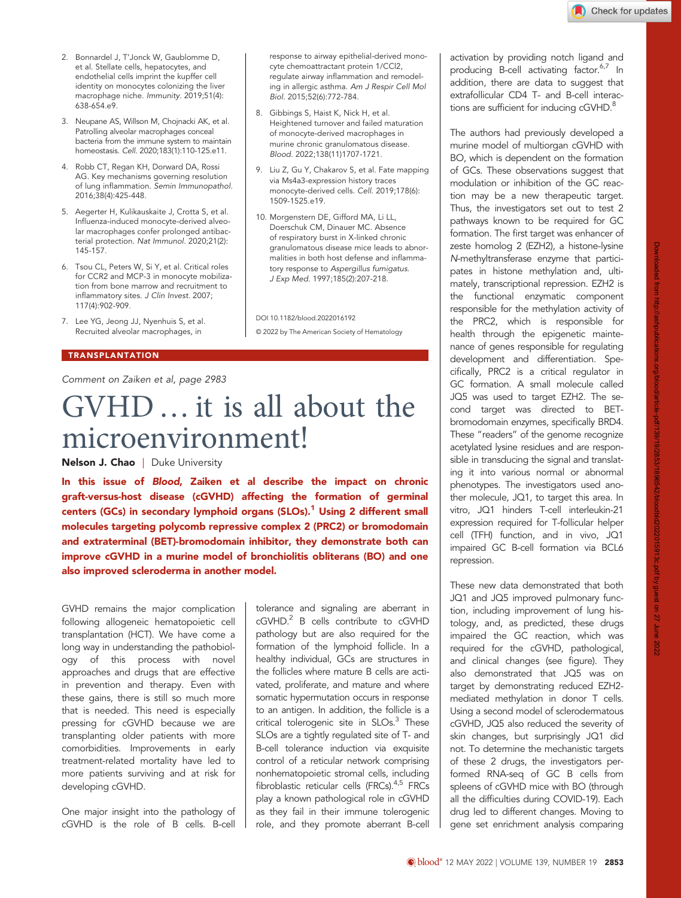2. Bonnardel J, T'Jonck W, Gaublomme D, et al. Stellate cells, hepatocytes, and endothelial cells imprint the kupffer cell identity on monocytes colonizing the liver macrophage niche. *Immunity.* 2019;51(4): 638-654.e9.

3. Neupane AS, Willson M, Chojnacki AK, et al. Patrolling alveolar macrophages conceal bacteria from the immune system to maintain homeostasis. *Cell.* 2020;183(1):110-125.e11.

4. Robb CT, Regan KH, Dorward DA, Rossi AG. Key mechanisms governing resolution of lung inflammation. *Semin Immunopathol.* 2016;38(4):425-448.

5. Aegerter H, Kulikauskaite J, Crotta S, et al. Influenza-induced monocyte-derived alveolar macrophages confer prolonged antibacterial protection. *Nat Immunol.* 2020;21(2): 145-157.

6. Tsou CL, Peters W, Si Y, et al. Critical roles for CCR2 and MCP-3 in monocyte mobilization from bone marrow and recruitment to inflammatory sites. *J Clin Invest.* 2007; 117(4):902-909.

7. Lee YG, Jeong JJ, Nyenhuis S, et al. Recruited alveolar macrophages, in response to airway epithelial-derived monocyte chemoattractant protein 1/CCl2, regulate airway inflammation and remodeling in allergic asthma. *Am J Respir Cell Mol Biol.* 2015;52(6):772-784.

8. Gibbings S, Haist K, Nick H, et al. Heightened turnover and failed maturation of monocyte-derived macrophages in murine chronic granulomatous disease. *Blood.* 2022;138(11)1707-1721.

9. Liu Z, Gu Y, Chakarov S, et al. Fate mapping via Ms4a3-expression history traces monocyte-derived cells. *Cell.* 2019;178(6): 1509-1525.e19.

10. Morgenstern DE, Gifford MA, Li LL, Doerschuk CM, Dinauer MC. Absence of respiratory burst in X-linked chronic granulomatous disease mice leads to abnormalities in both host defense and inflammatory response to *Aspergillus fumigatus*. *J Exp Med.* 1997;185(2):207-218.

DOI 10.1182/blood.2022016192

© 2022 by The American Society of Hematology

**TRANSPLANTATION**

*Comment on Zaiken et al, page 2983*

# GVHD … it is all about the microenvironment!

**Nelson J. Chao** | Duke University

**In this issue of *Blood*, Zaiken et al describe the impact on chronic graft-versus-host disease (cGVHD) affecting the formation of germinal centers (GCs) in secondary lymphoid organs (SLOs).[1] Using 2 different small molecules targeting polycomb repressive complex 2 (PRC2) or bromodomain and extraterminal (BET)-bromodomain inhibitor, they demonstrate both can improve cGVHD in a murine model of bronchiolitis obliterans (BO) and one also improved scleroderma in another model.**

GVHD remains the major complication following allogeneic hematopoietic cell transplantation (HCT). We have come a long way in understanding the pathobiology of this process with novel approaches and drugs that are effective in prevention and therapy. Even with these gains, there is still so much more that is needed. This need is especially pressing for cGVHD because we are transplanting older patients with more comorbidities. Improvements in early treatment-related mortality have led to more patients surviving and at risk for developing cGVHD.

One major insight into the pathology of cGVHD is the role of B cells. B-cell tolerance and signaling are aberrant in cGVHD.[2] B cells contribute to cGVHD pathology but are also required for the formation of the lymphoid follicle. In a healthy individual, GCs are structures in the follicles where mature B cells are activated, proliferate, and mature and where somatic hypermutation occurs in response to an antigen. In addition, the follicle is a critical tolerogenic site in SLOs.[3] These SLOs are a tightly regulated site of T- and B-cell tolerance induction via exquisite control of a reticular network comprising nonhematopoietic stromal cells, including fibroblastic reticular cells (FRCs).[4,5] FRCs play a known pathological role in cGVHD as they fail in their immune tolerogenic role, and they promote aberrant B-cell activation by providing notch ligand and producing B-cell activating factor.[6,7] In addition, there are data to suggest that extrafollicular CD4 T- and B-cell interactions are sufficient for inducing cGVHD.[8]

The authors had previously developed a murine model of multiorgan cGVHD with BO, which is dependent on the formation of GCs. These observations suggest that modulation or inhibition of the GC reaction may be a new therapeutic target. Thus, the investigators set out to test 2 pathways known to be required for GC formation. The first target was enhancer of zeste homolog 2 (EZH2), a histone-lysine *N*-methyltransferase enzyme that participates in histone methylation and, ultimately, transcriptional repression. EZH2 is the functional enzymatic component responsible for the methylation activity of the PRC2, which is responsible for health through the epigenetic maintenance of genes responsible for regulating development and differentiation. Specifically, PRC2 is a critical regulator in GC formation. A small molecule called JQ5 was used to target EZH2. The second target was directed to BET-bromodomain enzymes, specifically BRD4. These "readers" of the genome recognize acetylated lysine residues and are responsible in transducing the signal and translating it into various normal or abnormal phenotypes. The investigators used another molecule, JQ1, to target this area. In vitro, JQ1 hinders T-cell interleukin-21 expression required for T-follicular helper cell (TFH) function, and in vivo, JQ1 impaired GC B-cell formation via BCL6 repression.

These new data demonstrated that both JQ1 and JQ5 improved pulmonary function, including improvement of lung histology, and, as predicted, these drugs impaired the GC reaction, which was required for the cGVHD, pathological, and clinical changes (see figure). They also demonstrated that JQ5 was on target by demonstrating reduced EZH2-mediated methylation in donor T cells. Using a second model of sclerodermatous cGVHD, JQ5 also reduced the severity of skin changes, but surprisingly JQ1 did not. To determine the mechanistic targets of these 2 drugs, the investigators performed RNA-seq of GC B cells from spleens of cGVHD mice with BO (through all the difficulties during COVID-19). Each drug led to different changes. Moving to gene set enrichment analysis comparing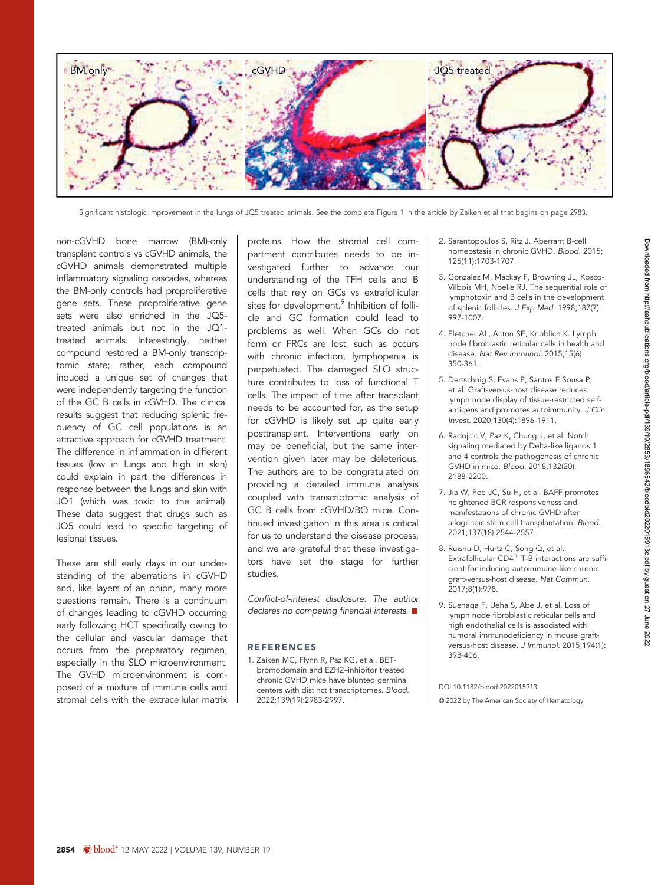BM only cGVHD JQ5 treated

Significant histologic improvement in the lungs of JQ5 treated animals. See the complete Figure 1 in the article by Zaiken et al that begins on page 2983.

non-cGVHD bone marrow (BM)-only transplant controls vs cGVHD animals, the cGVHD animals demonstrated multiple inflammatory signaling cascades, whereas the BM-only controls had proproliferative gene sets. These proproliferative gene sets were also enriched in the JQ5-treated animals but not in the JQ1-treated animals. Interestingly, neither compound restored a BM-only transcriptomic state; rather, each compound induced a unique set of changes that were independently targeting the function of the GC B cells in cGVHD. The clinical results suggest that reducing splenic frequency of GC cell populations is an attractive approach for cGVHD treatment. The difference in inflammation in different tissues (low in lungs and high in skin) could explain in part the differences in response between the lungs and skin with JQ1 (which was toxic to the animal). These data suggest that drugs such as JQ5 could lead to specific targeting of lesional tissues.

These are still early days in our understanding of the aberrations in cGVHD and, like layers of an onion, many more questions remain. There is a continuum of changes leading to cGVHD occurring early following HCT specifically owing to the cellular and vascular damage that occurs from the preparatory regimen, especially in the SLO microenvironment. The GVHD microenvironment is composed of a mixture of immune cells and stromal cells with the extracellular matrix proteins. How the stromal cell compartment contributes needs to be investigated further to advance our understanding of the TFH cells and B cells that rely on GCs vs extrafollicular sites for development.[9] Inhibition of follicle and GC formation could lead to problems as well. When GCs do not form or FRCs are lost, such as occurs with chronic infection, lymphopenia is perpetuated. The damaged SLO structure contributes to loss of functional T cells. The impact of time after transplant needs to be accounted for, as the setup for cGVHD is likely set up quite early posttransplant. Interventions early on may be beneficial, but the same intervention given later may be deleterious. The authors are to be congratulated on providing a detailed immune analysis coupled with transcriptomic analysis of GC B cells from cGVHD/BO mice. Continued investigation in this area is critical for us to understand the disease process, and we are grateful that these investigators have set the stage for further studies.

*Conflict-of-interest disclosure: The author declares no competing financial interests.*

## REFERENCES

1. Zaiken MC, Flynn R, Paz KG, et al. BET-bromodomain and EZH2–inhibitor treated chronic GVHD mice have blunted germinal centers with distinct transcriptomes. *Blood.* 2022;139(19):2983-2997.
2. Sarantopoulos S, Ritz J. Aberrant B-cell homeostasis in chronic GVHD. *Blood.* 2015; 125(11):1703-1707.
3. Gonzalez M, Mackay F, Browning JL, Kosco-Vilbois MH, Noelle RJ. The sequential role of lymphotoxin and B cells in the development of splenic follicles. *J Exp Med.* 1998;187(7): 997-1007.
4. Fletcher AL, Acton SE, Knoblich K. Lymph node fibroblastic reticular cells in health and disease. *Nat Rev Immunol.* 2015;15(6): 350-361.
5. Dertschnig S, Evans P, Santos E Sousa P, et al. Graft-versus-host disease reduces lymph node display of tissue-restricted self-antigens and promotes autoimmunity. *J Clin Invest.* 2020;130(4):1896-1911.
6. Radojcic V, Paz K, Chung J, et al. Notch signaling mediated by Delta-like ligands 1 and 4 controls the pathogenesis of chronic GVHD in mice. *Blood.* 2018;132(20): 2188-2200.
7. Jia W, Poe JC, Su H, et al. BAFF promotes heightened BCR responsiveness and manifestations of chronic GVHD after allogeneic stem cell transplantation. *Blood.* 2021;137(18):2544-2557.
8. Ruishu D, Hurtz C, Song Q, et al. Extrafollicular CD4$^{+}$ T-B interactions are sufficient for inducing autoimmune-like chronic graft-versus-host disease. *Nat Commun.* 2017;8(1):978.
9. Suenaga F, Ueha S, Abe J, et al. Loss of lymph node fibroblastic reticular cells and high endothelial cells is associated with humoral immunodeficiency in mouse graft-versus-host disease. *J Immunol.* 2015;194(1): 398-406.

DOI 10.1182/blood.2022015913

© 2022 by The American Society of Hematology